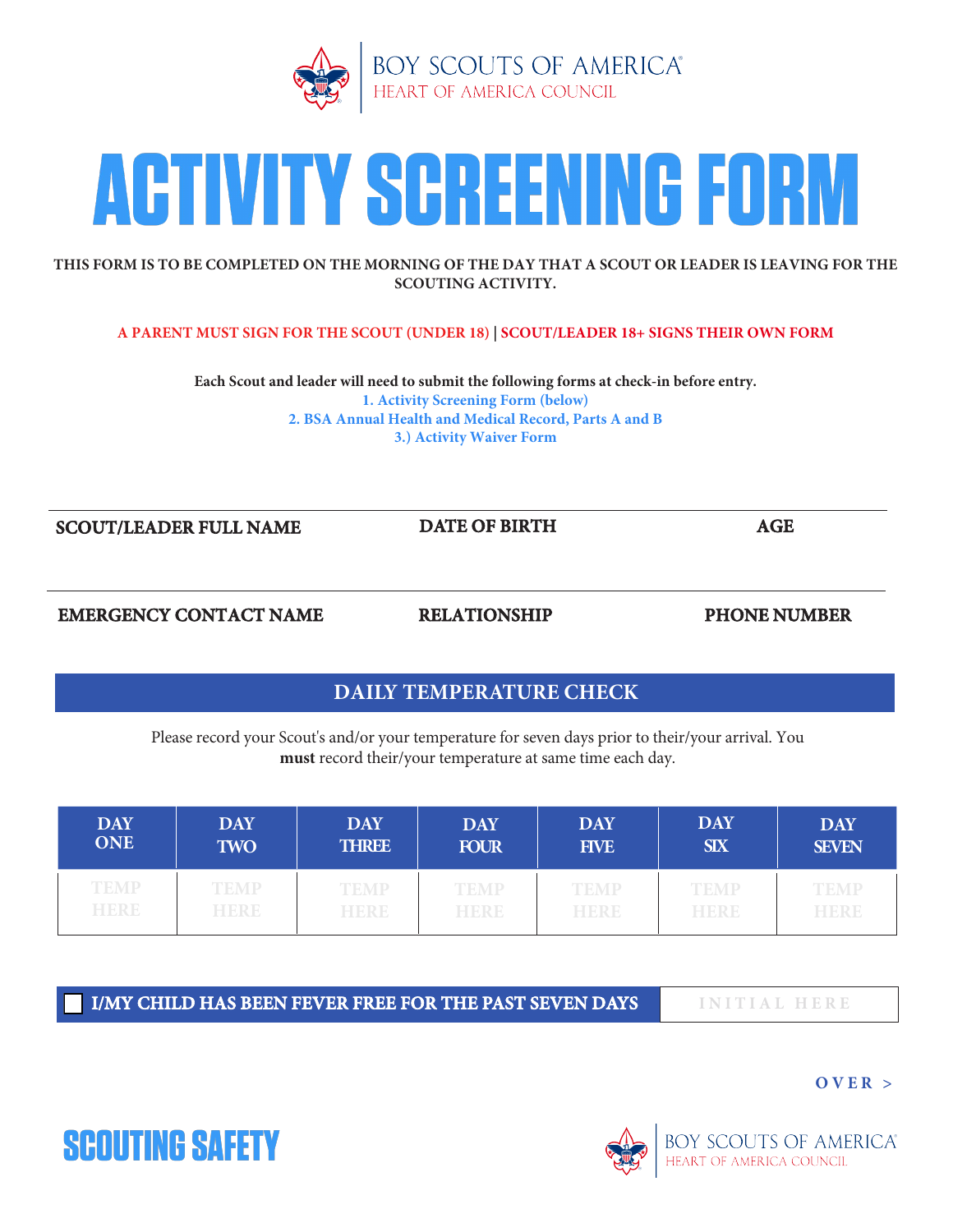BOY SCOUTS OF AMERICA®
HEART OF AMERICA COUNCIL

# ACTIVITY SCREENING FORM

**THIS FORM IS TO BE COMPLETED ON THE MORNING OF THE DAY THAT A SCOUT OR LEADER IS LEAVING FOR THE SCOUTING ACTIVITY.**

**A PARENT MUST SIGN FOR THE SCOUT (UNDER 18) | SCOUT/LEADER 18+ SIGNS THEIR OWN FORM**

**Each Scout and leader will need to submit the following forms at check-in before entry.**

**1. Activity Screening Form (below)**
**2. BSA Annual Health and Medical Record, Parts A and B**
**3.) Activity Waiver Form**

| SCOUT/LEADER FULL NAME | DATE OF BIRTH | AGE |
| --- | --- | --- |
| | | |

| EMERGENCY CONTACT NAME | RELATIONSHIP | PHONE NUMBER |
| --- | --- | --- |
| | | |

## DAILY TEMPERATURE CHECK

Please record your Scout's and/or your temperature for seven days prior to their/your arrival. You **must** record their/your temperature at same time each day.

| DAY ONE | DAY TWO | DAY THREE | DAY FOUR | DAY FIVE | DAY SIX | DAY SEVEN |
| --- | --- | --- | --- | --- | --- | --- |
| TEMP HERE | TEMP HERE | TEMP HERE | TEMP HERE | TEMP HERE | TEMP HERE | TEMP HERE |

☐ **I/MY CHILD HAS BEEN FEVER FREE FOR THE PAST SEVEN DAYS** INITIAL HERE

**OVER >**

**SCOUTING SAFETY**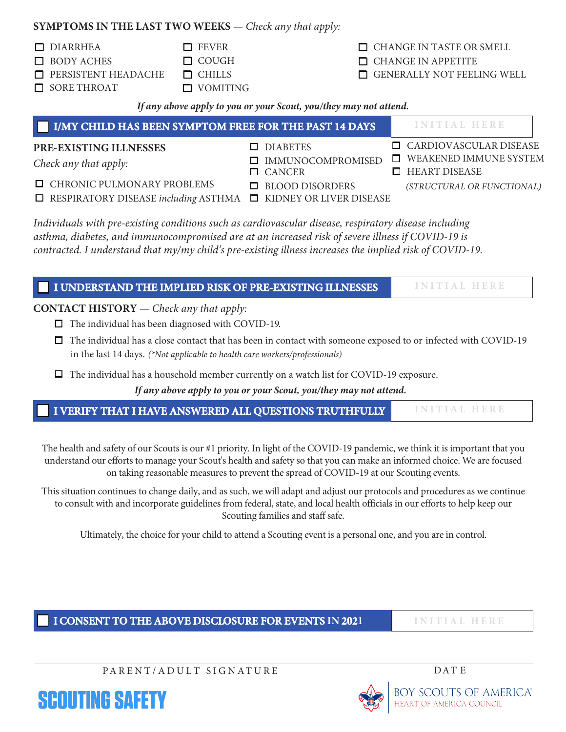**SYMPTOMS IN THE LAST TWO WEEKS** — *Check any that apply:*

- ☐ DIARRHEA
- ☐ BODY ACHES
- ☐ PERSISTENT HEADACHE
- ☐ SORE THROAT
- ☐ FEVER
- ☐ COUGH
- ☐ CHILLS
- ☐ VOMITING
- ☐ CHANGE IN TASTE OR SMELL
- ☐ CHANGE IN APPETITE
- ☐ GENERALLY NOT FEELING WELL

***If any above apply to you or your Scout, you/they may not attend.***

| ☐ **I/MY CHILD HAS BEEN SYMPTOM FREE FOR THE PAST 14 DAYS** | INITIAL HERE |
|---|---|

**PRE-EXISTING ILLNESSES**

*Check any that apply:*

- ☐ CHRONIC PULMONARY PROBLEMS
- ☐ RESPIRATORY DISEASE *including* ASTHMA
- ☐ DIABETES
- ☐ IMMUNOCOMPROMISED
- ☐ CANCER
- ☐ BLOOD DISORDERS
- ☐ KIDNEY OR LIVER DISEASE
- ☐ CARDIOVASCULAR DISEASE
- ☐ WEAKENED IMMUNE SYSTEM
- ☐ HEART DISEASE *(STRUCTURAL OR FUNCTIONAL)*

*Individuals with pre-existing conditions such as cardiovascular disease, respiratory disease including asthma, diabetes, and immunocompromised are at an increased risk of severe illness if COVID-19 is contracted. I understand that my/my child's pre-existing illness increases the implied risk of COVID-19.*

| ☐ **I UNDERSTAND THE IMPLIED RISK OF PRE-EXISTING ILLNESSES** | INITIAL HERE |
|---|---|

**CONTACT HISTORY** — *Check any that apply:*

- ☐ The individual has been diagnosed with COVID-19.
- ☐ The individual has a close contact that has been in contact with someone exposed to or infected with COVID-19 in the last 14 days. *(\*Not applicable to health care workers/professionals)*
- ☐ The individual has a household member currently on a watch list for COVID-19 exposure.

***If any above apply to you or your Scout, you/they may not attend.***

| ☐ **I VERIFY THAT I HAVE ANSWERED ALL QUESTIONS TRUTHFULLY** | INITIAL HERE |
|---|---|

The health and safety of our Scouts is our #1 priority. In light of the COVID-19 pandemic, we think it is important that you understand our efforts to manage your Scout's health and safety so that you can make an informed choice. We are focused on taking reasonable measures to prevent the spread of COVID-19 at our Scouting events.

This situation continues to change daily, and as such, we will adapt and adjust our protocols and procedures as we continue to consult with and incorporate guidelines from federal, state, and local health officials in our efforts to help keep our Scouting families and staff safe.

Ultimately, the choice for your child to attend a Scouting event is a personal one, and you are in control.

| ☐ **I CONSENT TO THE ABOVE DISCLOSURE FOR EVENTS IN 2021** | INITIAL HERE |
|---|---|

PARENT/ADULT SIGNATURE ____________________ DATE ____________

**SCOUTING SAFETY**

BOY SCOUTS OF AMERICA
HEART OF AMERICA COUNCIL